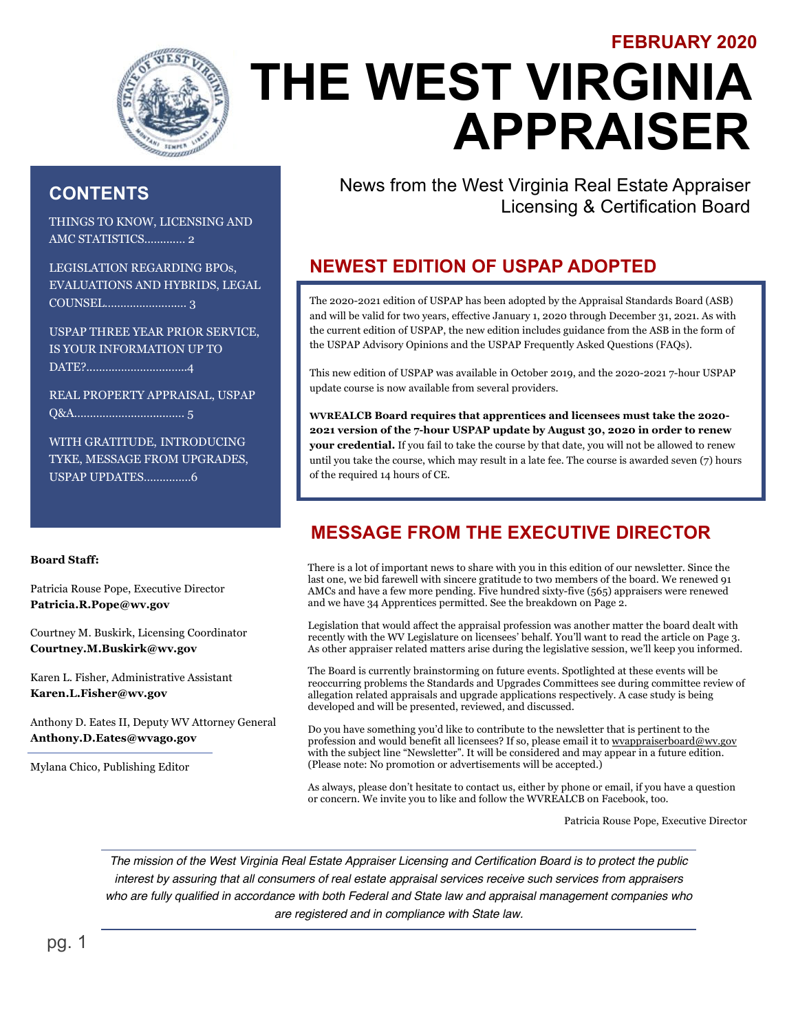FEBRUARY 2020

# THE WEST VIRGINIA APPRAISER

News from the West Virginia Real Estate Appraiser Licensing & Certification Board

## CONTENTS

THINGS TO KNOW, LICENSING AND AMC STATISTICS............ 2

LEGISLATION REGARDING BPOs, EVALUATIONS AND HYBRIDS, LEGAL COUNSEL.......................... 3

USPAP THREE YEAR PRIOR SERVICE, IS YOUR INFORMATION UP TO DATE?................................4

REAL PROPERTY APPRAISAL, USPAP Q&A.................................. 5

WITH GRATITUDE, INTRODUCING TYKE, MESSAGE FROM UPGRADES, USPAP UPDATES..............6

**Board Staff:**

Patricia Rouse Pope, Executive Director
**Patricia.R.Pope@wv.gov**

Courtney M. Buskirk, Licensing Coordinator
**Courtney.M.Buskirk@wv.gov**

Karen L. Fisher, Administrative Assistant
**Karen.L.Fisher@wv.gov**

Anthony D. Eates II, Deputy WV Attorney General
**Anthony.D.Eates@wvago.gov**

Mylana Chico, Publishing Editor

## NEWEST EDITION OF USPAP ADOPTED

The 2020-2021 edition of USPAP has been adopted by the Appraisal Standards Board (ASB) and will be valid for two years, effective January 1, 2020 through December 31, 2021. As with the current edition of USPAP, the new edition includes guidance from the ASB in the form of the USPAP Advisory Opinions and the USPAP Frequently Asked Questions (FAQs).

This new edition of USPAP was available in October 2019, and the 2020-2021 7-hour USPAP update course is now available from several providers.

**WVREALCB Board requires that apprentices and licensees must take the 2020-2021 version of the 7-hour USPAP update by August 30, 2020 in order to renew your credential.** If you fail to take the course by that date, you will not be allowed to renew until you take the course, which may result in a late fee. The course is awarded seven (7) hours of the required 14 hours of CE.

## MESSAGE FROM THE EXECUTIVE DIRECTOR

There is a lot of important news to share with you in this edition of our newsletter. Since the last one, we bid farewell with sincere gratitude to two members of the board. We renewed 91 AMCs and have a few more pending. Five hundred sixty-five (565) appraisers were renewed and we have 34 Apprentices permitted. See the breakdown on Page 2.

Legislation that would affect the appraisal profession was another matter the board dealt with recently with the WV Legislature on licensees' behalf. You'll want to read the article on Page 3. As other appraiser related matters arise during the legislative session, we'll keep you informed.

The Board is currently brainstorming on future events. Spotlighted at these events will be reoccurring problems the Standards and Upgrades Committees see during committee review of allegation related appraisals and upgrade applications respectively. A case study is being developed and will be presented, reviewed, and discussed.

Do you have something you'd like to contribute to the newsletter that is pertinent to the profession and would benefit all licensees? If so, please email it to wvappraiserboard@wv.gov with the subject line "Newsletter". It will be considered and may appear in a future edition. (Please note: No promotion or advertisements will be accepted.)

As always, please don't hesitate to contact us, either by phone or email, if you have a question or concern. We invite you to like and follow the WVREALCB on Facebook, too.

Patricia Rouse Pope, Executive Director

*The mission of the West Virginia Real Estate Appraiser Licensing and Certification Board is to protect the public interest by assuring that all consumers of real estate appraisal services receive such services from appraisers who are fully qualified in accordance with both Federal and State law and appraisal management companies who are registered and in compliance with State law.*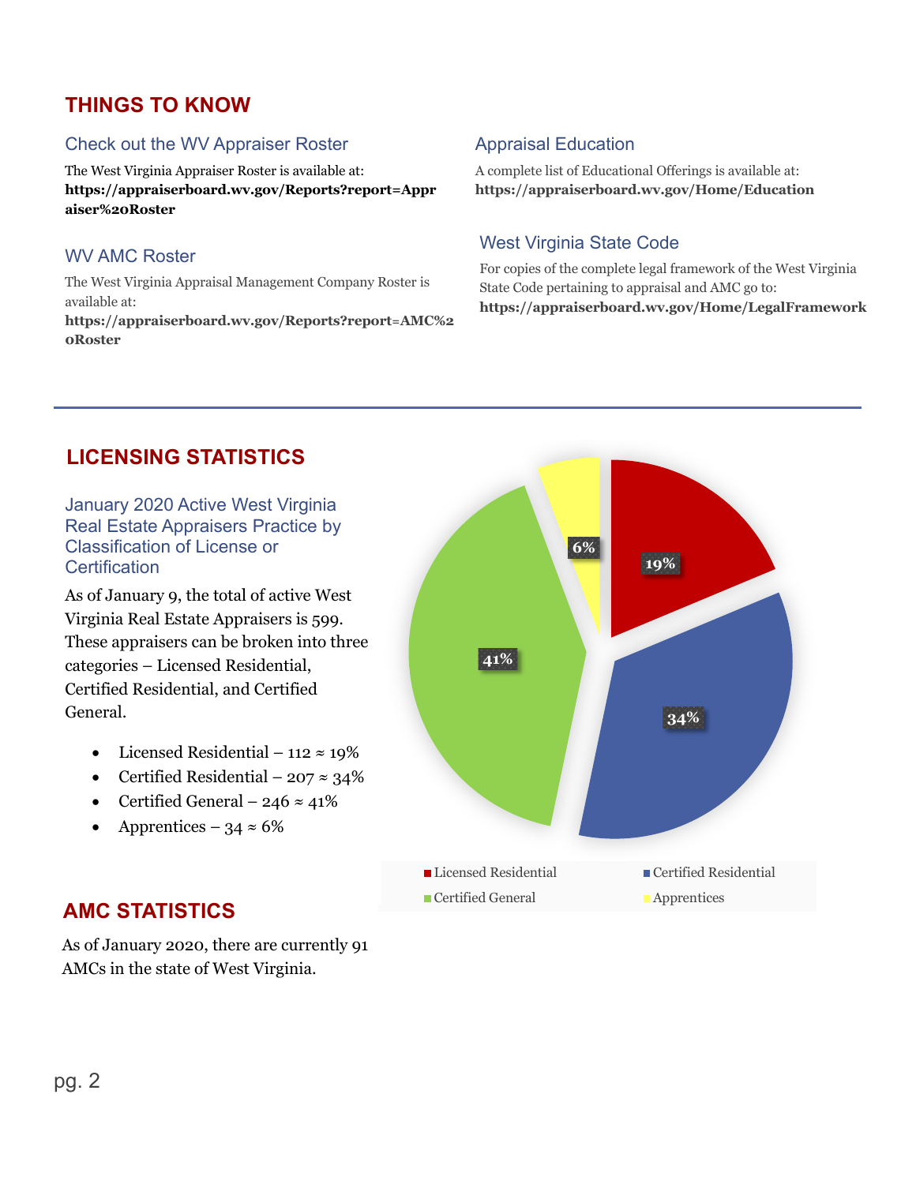## THINGS TO KNOW

### Check out the WV Appraiser Roster

The West Virginia Appraiser Roster is available at:
**https://appraiserboard.wv.gov/Reports?report=Appraiser%20Roster**

### WV AMC Roster

The West Virginia Appraisal Management Company Roster is available at:
**https://appraiserboard.wv.gov/Reports?report=AMC%20Roster**

### Appraisal Education

A complete list of Educational Offerings is available at:
**https://appraiserboard.wv.gov/Home/Education**

### West Virginia State Code

For copies of the complete legal framework of the West Virginia State Code pertaining to appraisal and AMC go to:
**https://appraiserboard.wv.gov/Home/LegalFramework**

---

## LICENSING STATISTICS

### January 2020 Active West Virginia Real Estate Appraisers Practice by Classification of License or Certification

As of January 9, the total of active West Virginia Real Estate Appraisers is 599. These appraisers can be broken into three categories – Licensed Residential, Certified Residential, and Certified General.

- Licensed Residential – 112 ≈ 19%
- Certified Residential – 207 ≈ 34%
- Certified General – 246 ≈ 41%
- Apprentices – 34 ≈ 6%

## AMC STATISTICS

As of January 2020, there are currently 91 AMCs in the state of West Virginia.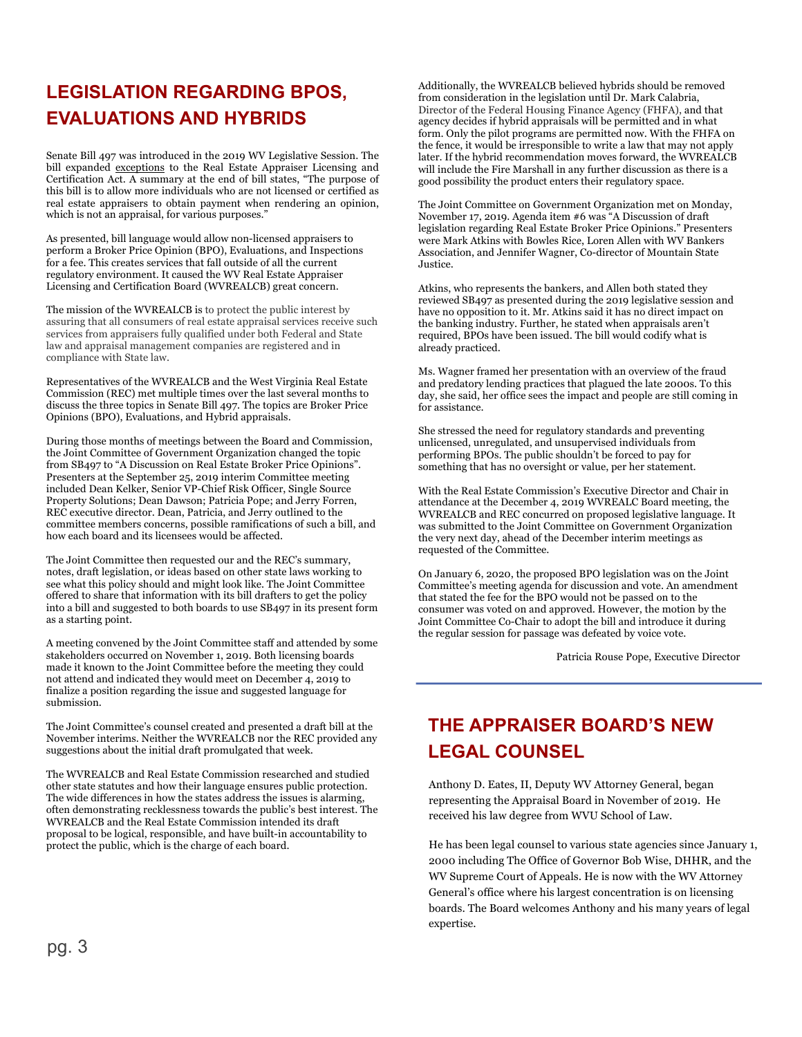## LEGISLATION REGARDING BPOS, EVALUATIONS AND HYBRIDS

Senate Bill 497 was introduced in the 2019 WV Legislative Session. The bill expanded exceptions to the Real Estate Appraiser Licensing and Certification Act. A summary at the end of bill states, "The purpose of this bill is to allow more individuals who are not licensed or certified as real estate appraisers to obtain payment when rendering an opinion, which is not an appraisal, for various purposes."

As presented, bill language would allow non-licensed appraisers to perform a Broker Price Opinion (BPO), Evaluations, and Inspections for a fee. This creates services that fall outside of all the current regulatory environment. It caused the WV Real Estate Appraiser Licensing and Certification Board (WVREALCB) great concern.

The mission of the WVREALCB is to protect the public interest by assuring that all consumers of real estate appraisal services receive such services from appraisers fully qualified under both Federal and State law and appraisal management companies are registered and in compliance with State law.

Representatives of the WVREALCB and the West Virginia Real Estate Commission (REC) met multiple times over the last several months to discuss the three topics in Senate Bill 497. The topics are Broker Price Opinions (BPO), Evaluations, and Hybrid appraisals.

During those months of meetings between the Board and Commission, the Joint Committee of Government Organization changed the topic from SB497 to "A Discussion on Real Estate Broker Price Opinions". Presenters at the September 25, 2019 interim Committee meeting included Dean Kelker, Senior VP-Chief Risk Officer, Single Source Property Solutions; Dean Dawson; Patricia Pope; and Jerry Forren, REC executive director. Dean, Patricia, and Jerry outlined to the committee members concerns, possible ramifications of such a bill, and how each board and its licensees would be affected.

The Joint Committee then requested our and the REC's summary, notes, draft legislation, or ideas based on other state laws working to see what this policy should and might look like. The Joint Committee offered to share that information with its bill drafters to get the policy into a bill and suggested to both boards to use SB497 in its present form as a starting point.

A meeting convened by the Joint Committee staff and attended by some stakeholders occurred on November 1, 2019. Both licensing boards made it known to the Joint Committee before the meeting they could not attend and indicated they would meet on December 4, 2019 to finalize a position regarding the issue and suggested language for submission.

The Joint Committee's counsel created and presented a draft bill at the November interims. Neither the WVREALCB nor the REC provided any suggestions about the initial draft promulgated that week.

The WVREALCB and Real Estate Commission researched and studied other state statutes and how their language ensures public protection. The wide differences in how the states address the issues is alarming, often demonstrating recklessness towards the public's best interest. The WVREALCB and the Real Estate Commission intended its draft proposal to be logical, responsible, and have built-in accountability to protect the public, which is the charge of each board.

Additionally, the WVREALCB believed hybrids should be removed from consideration in the legislation until Dr. Mark Calabria, Director of the Federal Housing Finance Agency (FHFA), and that agency decides if hybrid appraisals will be permitted and in what form. Only the pilot programs are permitted now. With the FHFA on the fence, it would be irresponsible to write a law that may not apply later. If the hybrid recommendation moves forward, the WVREALCB will include the Fire Marshall in any further discussion as there is a good possibility the product enters their regulatory space.

The Joint Committee on Government Organization met on Monday, November 17, 2019. Agenda item #6 was "A Discussion of draft legislation regarding Real Estate Broker Price Opinions." Presenters were Mark Atkins with Bowles Rice, Loren Allen with WV Bankers Association, and Jennifer Wagner, Co-director of Mountain State Justice.

Atkins, who represents the bankers, and Allen both stated they reviewed SB497 as presented during the 2019 legislative session and have no opposition to it. Mr. Atkins said it has no direct impact on the banking industry. Further, he stated when appraisals aren't required, BPOs have been issued. The bill would codify what is already practiced.

Ms. Wagner framed her presentation with an overview of the fraud and predatory lending practices that plagued the late 2000s. To this day, she said, her office sees the impact and people are still coming in for assistance.

She stressed the need for regulatory standards and preventing unlicensed, unregulated, and unsupervised individuals from performing BPOs. The public shouldn't be forced to pay for something that has no oversight or value, per her statement.

With the Real Estate Commission's Executive Director and Chair in attendance at the December 4, 2019 WVREALC Board meeting, the WVREALCB and REC concurred on proposed legislative language. It was submitted to the Joint Committee on Government Organization the very next day, ahead of the December interim meetings as requested of the Committee.

On January 6, 2020, the proposed BPO legislation was on the Joint Committee's meeting agenda for discussion and vote. An amendment that stated the fee for the BPO would not be passed on to the consumer was voted on and approved. However, the motion by the Joint Committee Co-Chair to adopt the bill and introduce it during the regular session for passage was defeated by voice vote.

Patricia Rouse Pope, Executive Director

## THE APPRAISER BOARD'S NEW LEGAL COUNSEL

Anthony D. Eates, II, Deputy WV Attorney General, began representing the Appraisal Board in November of 2019. He received his law degree from WVU School of Law.

He has been legal counsel to various state agencies since January 1, 2000 including The Office of Governor Bob Wise, DHHR, and the WV Supreme Court of Appeals. He is now with the WV Attorney General's office where his largest concentration is on licensing boards. The Board welcomes Anthony and his many years of legal expertise.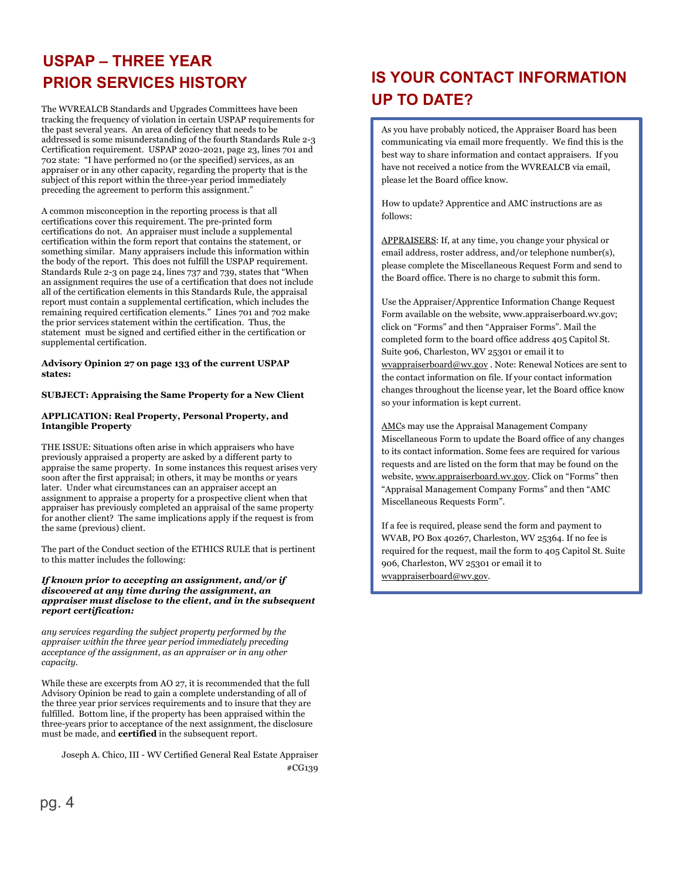## USPAP – THREE YEAR PRIOR SERVICES HISTORY

The WVREALCB Standards and Upgrades Committees have been tracking the frequency of violation in certain USPAP requirements for the past several years. An area of deficiency that needs to be addressed is some misunderstanding of the fourth Standards Rule 2-3 Certification requirement. USPAP 2020-2021, page 23, lines 701 and 702 state: "I have performed no (or the specified) services, as an appraiser or in any other capacity, regarding the property that is the subject of this report within the three-year period immediately preceding the agreement to perform this assignment."

A common misconception in the reporting process is that all certifications cover this requirement. The pre-printed form certifications do not. An appraiser must include a supplemental certification within the form report that contains the statement, or something similar. Many appraisers include this information within the body of the report. This does not fulfill the USPAP requirement. Standards Rule 2-3 on page 24, lines 737 and 739, states that "When an assignment requires the use of a certification that does not include all of the certification elements in this Standards Rule, the appraisal report must contain a supplemental certification, which includes the remaining required certification elements." Lines 701 and 702 make the prior services statement within the certification. Thus, the statement must be signed and certified either in the certification or supplemental certification.

**Advisory Opinion 27 on page 133 of the current USPAP states:**

**SUBJECT: Appraising the Same Property for a New Client**

**APPLICATION: Real Property, Personal Property, and Intangible Property**

THE ISSUE: Situations often arise in which appraisers who have previously appraised a property are asked by a different party to appraise the same property. In some instances this request arises very soon after the first appraisal; in others, it may be months or years later. Under what circumstances can an appraiser accept an assignment to appraise a property for a prospective client when that appraiser has previously completed an appraisal of the same property for another client? The same implications apply if the request is from the same (previous) client.

The part of the Conduct section of the ETHICS RULE that is pertinent to this matter includes the following:

***If known prior to accepting an assignment, and/or if discovered at any time during the assignment, an appraiser must disclose to the client, and in the subsequent report certification:***

*any services regarding the subject property performed by the appraiser within the three year period immediately preceding acceptance of the assignment, as an appraiser or in any other capacity.*

While these are excerpts from AO 27, it is recommended that the full Advisory Opinion be read to gain a complete understanding of all of the three year prior services requirements and to insure that they are fulfilled. Bottom line, if the property has been appraised within the three-years prior to acceptance of the next assignment, the disclosure must be made, and **certified** in the subsequent report.

Joseph A. Chico, III - WV Certified General Real Estate Appraiser #CG139

## IS YOUR CONTACT INFORMATION UP TO DATE?

As you have probably noticed, the Appraiser Board has been communicating via email more frequently. We find this is the best way to share information and contact appraisers. If you have not received a notice from the WVREALCB via email, please let the Board office know.

How to update? Apprentice and AMC instructions are as follows:

APPRAISERS: If, at any time, you change your physical or email address, roster address, and/or telephone number(s), please complete the Miscellaneous Request Form and send to the Board office. There is no charge to submit this form.

Use the Appraiser/Apprentice Information Change Request Form available on the website, www.appraiserboard.wv.gov; click on "Forms" and then "Appraiser Forms". Mail the completed form to the board office address 405 Capitol St. Suite 906, Charleston, WV 25301 or email it to wvappraiserboard@wv.gov . Note: Renewal Notices are sent to the contact information on file. If your contact information changes throughout the license year, let the Board office know so your information is kept current.

AMCs may use the Appraisal Management Company Miscellaneous Form to update the Board office of any changes to its contact information. Some fees are required for various requests and are listed on the form that may be found on the website, www.appraiserboard.wv.gov. Click on "Forms" then "Appraisal Management Company Forms" and then "AMC Miscellaneous Requests Form".

If a fee is required, please send the form and payment to WVAB, PO Box 40267, Charleston, WV 25364. If no fee is required for the request, mail the form to 405 Capitol St. Suite 906, Charleston, WV 25301 or email it to wvappraiserboard@wv.gov.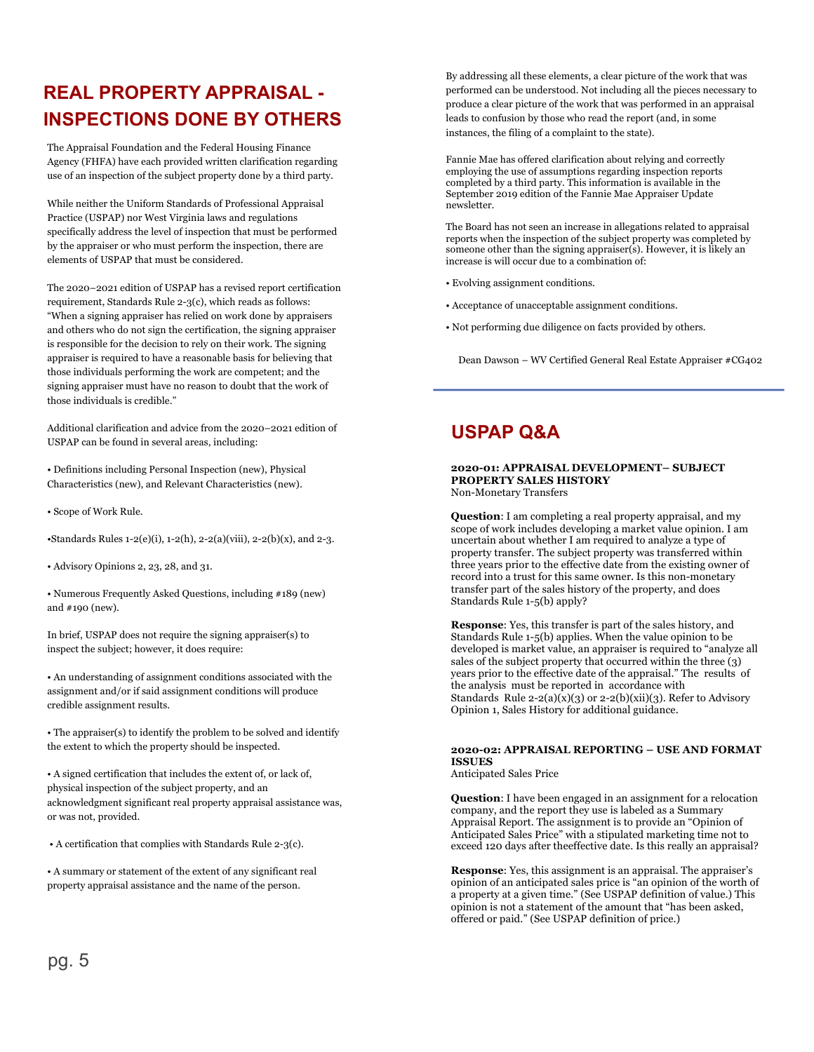## REAL PROPERTY APPRAISAL - INSPECTIONS DONE BY OTHERS

The Appraisal Foundation and the Federal Housing Finance Agency (FHFA) have each provided written clarification regarding use of an inspection of the subject property done by a third party.

While neither the Uniform Standards of Professional Appraisal Practice (USPAP) nor West Virginia laws and regulations specifically address the level of inspection that must be performed by the appraiser or who must perform the inspection, there are elements of USPAP that must be considered.

The 2020–2021 edition of USPAP has a revised report certification requirement, Standards Rule 2-3(c), which reads as follows: "When a signing appraiser has relied on work done by appraisers and others who do not sign the certification, the signing appraiser is responsible for the decision to rely on their work. The signing appraiser is required to have a reasonable basis for believing that those individuals performing the work are competent; and the signing appraiser must have no reason to doubt that the work of those individuals is credible."

Additional clarification and advice from the 2020–2021 edition of USPAP can be found in several areas, including:

- Definitions including Personal Inspection (new), Physical Characteristics (new), and Relevant Characteristics (new).
- Scope of Work Rule.
- Standards Rules 1-2(e)(i), 1-2(h), 2-2(a)(viii), 2-2(b)(x), and 2-3.
- Advisory Opinions 2, 23, 28, and 31.
- Numerous Frequently Asked Questions, including #189 (new) and #190 (new).

In brief, USPAP does not require the signing appraiser(s) to inspect the subject; however, it does require:

- An understanding of assignment conditions associated with the assignment and/or if said assignment conditions will produce credible assignment results.
- The appraiser(s) to identify the problem to be solved and identify the extent to which the property should be inspected.
- A signed certification that includes the extent of, or lack of, physical inspection of the subject property, and an acknowledgment significant real property appraisal assistance was, or was not, provided.
- A certification that complies with Standards Rule 2-3(c).
- A summary or statement of the extent of any significant real property appraisal assistance and the name of the person.

By addressing all these elements, a clear picture of the work that was performed can be understood. Not including all the pieces necessary to produce a clear picture of the work that was performed in an appraisal leads to confusion by those who read the report (and, in some instances, the filing of a complaint to the state).

Fannie Mae has offered clarification about relying and correctly employing the use of assumptions regarding inspection reports completed by a third party. This information is available in the September 2019 edition of the Fannie Mae Appraiser Update newsletter.

The Board has not seen an increase in allegations related to appraisal reports when the inspection of the subject property was completed by someone other than the signing appraiser(s). However, it is likely an increase is will occur due to a combination of:

- Evolving assignment conditions.
- Acceptance of unacceptable assignment conditions.
- Not performing due diligence on facts provided by others.

Dean Dawson – WV Certified General Real Estate Appraiser #CG402

## USPAP Q&A

**2020-01: APPRAISAL DEVELOPMENT– SUBJECT PROPERTY SALES HISTORY**
Non-Monetary Transfers

**Question**: I am completing a real property appraisal, and my scope of work includes developing a market value opinion. I am uncertain about whether I am required to analyze a type of property transfer. The subject property was transferred within three years prior to the effective date from the existing owner of record into a trust for this same owner. Is this non-monetary transfer part of the sales history of the property, and does Standards Rule 1-5(b) apply?

**Response**: Yes, this transfer is part of the sales history, and Standards Rule 1-5(b) applies. When the value opinion to be developed is market value, an appraiser is required to "analyze all sales of the subject property that occurred within the three (3) years prior to the effective date of the appraisal." The results of the analysis must be reported in accordance with Standards Rule 2-2(a)(x)(3) or 2-2(b)(xii)(3). Refer to Advisory Opinion 1, Sales History for additional guidance.

**2020-02: APPRAISAL REPORTING – USE AND FORMAT ISSUES**
Anticipated Sales Price

**Question**: I have been engaged in an assignment for a relocation company, and the report they use is labeled as a Summary Appraisal Report. The assignment is to provide an "Opinion of Anticipated Sales Price" with a stipulated marketing time not to exceed 120 days after theeffective date. Is this really an appraisal?

**Response**: Yes, this assignment is an appraisal. The appraiser's opinion of an anticipated sales price is "an opinion of the worth of a property at a given time." (See USPAP definition of value.) This opinion is not a statement of the amount that "has been asked, offered or paid." (See USPAP definition of price.)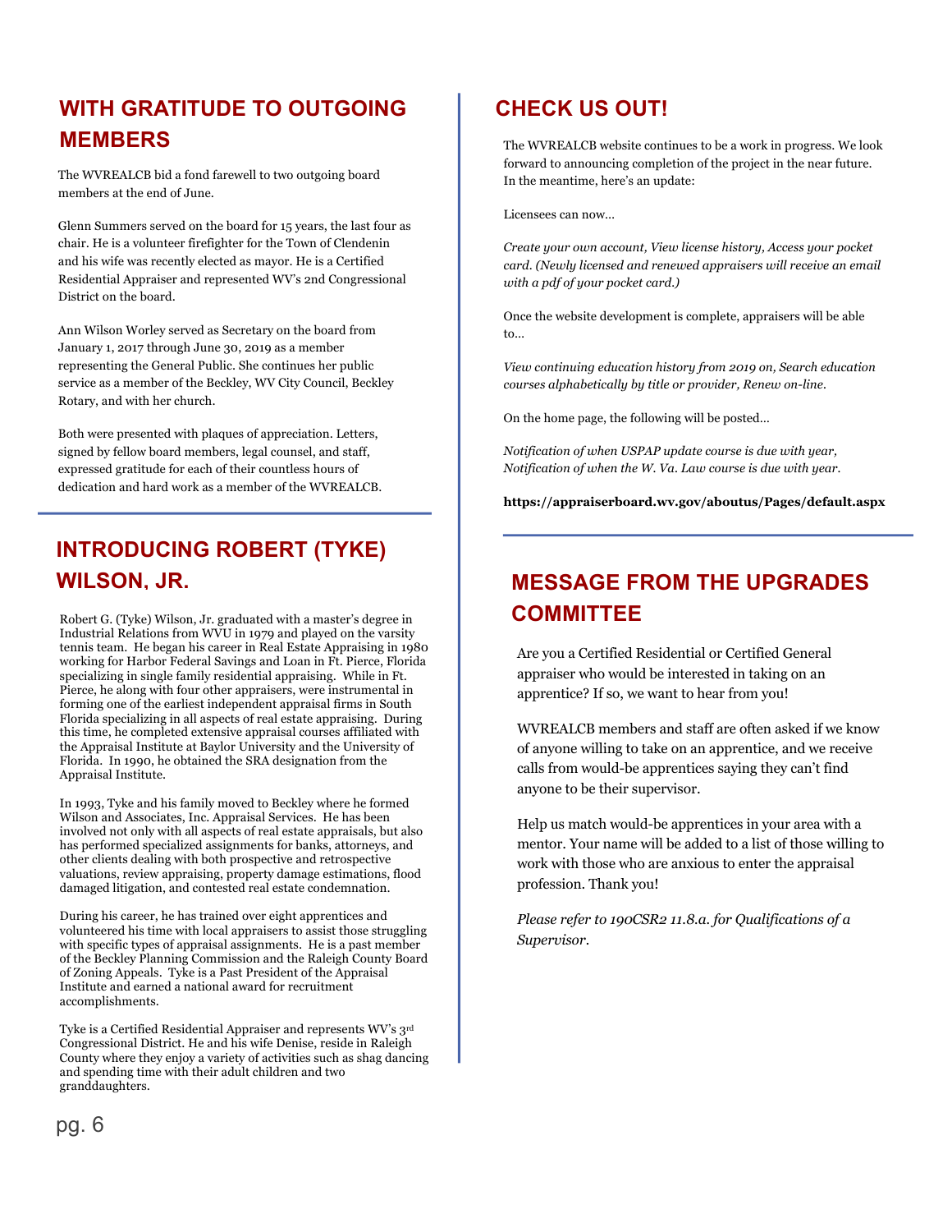## WITH GRATITUDE TO OUTGOING MEMBERS

The WVREALCB bid a fond farewell to two outgoing board members at the end of June.

Glenn Summers served on the board for 15 years, the last four as chair. He is a volunteer firefighter for the Town of Clendenin and his wife was recently elected as mayor. He is a Certified Residential Appraiser and represented WV's 2nd Congressional District on the board.

Ann Wilson Worley served as Secretary on the board from January 1, 2017 through June 30, 2019 as a member representing the General Public. She continues her public service as a member of the Beckley, WV City Council, Beckley Rotary, and with her church.

Both were presented with plaques of appreciation. Letters, signed by fellow board members, legal counsel, and staff, expressed gratitude for each of their countless hours of dedication and hard work as a member of the WVREALCB.

## INTRODUCING ROBERT (TYKE) WILSON, JR.

Robert G. (Tyke) Wilson, Jr. graduated with a master's degree in Industrial Relations from WVU in 1979 and played on the varsity tennis team. He began his career in Real Estate Appraising in 1980 working for Harbor Federal Savings and Loan in Ft. Pierce, Florida specializing in single family residential appraising. While in Ft. Pierce, he along with four other appraisers, were instrumental in forming one of the earliest independent appraisal firms in South Florida specializing in all aspects of real estate appraising. During this time, he completed extensive appraisal courses affiliated with the Appraisal Institute at Baylor University and the University of Florida. In 1990, he obtained the SRA designation from the Appraisal Institute.

In 1993, Tyke and his family moved to Beckley where he formed Wilson and Associates, Inc. Appraisal Services. He has been involved not only with all aspects of real estate appraisals, but also has performed specialized assignments for banks, attorneys, and other clients dealing with both prospective and retrospective valuations, review appraising, property damage estimations, flood damaged litigation, and contested real estate condemnation.

During his career, he has trained over eight apprentices and volunteered his time with local appraisers to assist those struggling with specific types of appraisal assignments. He is a past member of the Beckley Planning Commission and the Raleigh County Board of Zoning Appeals. Tyke is a Past President of the Appraisal Institute and earned a national award for recruitment accomplishments.

Tyke is a Certified Residential Appraiser and represents WV's 3rd Congressional District. He and his wife Denise, reside in Raleigh County where they enjoy a variety of activities such as shag dancing and spending time with their adult children and two granddaughters.

## CHECK US OUT!

The WVREALCB website continues to be a work in progress. We look forward to announcing completion of the project in the near future. In the meantime, here's an update:

Licensees can now...

*Create your own account, View license history, Access your pocket card. (Newly licensed and renewed appraisers will receive an email with a pdf of your pocket card.)*

Once the website development is complete, appraisers will be able to...

*View continuing education history from 2019 on, Search education courses alphabetically by title or provider, Renew on-line.*

On the home page, the following will be posted...

*Notification of when USPAP update course is due with year, Notification of when the W. Va. Law course is due with year.*

**https://appraiserboard.wv.gov/aboutus/Pages/default.aspx**

## MESSAGE FROM THE UPGRADES COMMITTEE

Are you a Certified Residential or Certified General appraiser who would be interested in taking on an apprentice? If so, we want to hear from you!

WVREALCB members and staff are often asked if we know of anyone willing to take on an apprentice, and we receive calls from would-be apprentices saying they can't find anyone to be their supervisor.

Help us match would-be apprentices in your area with a mentor. Your name will be added to a list of those willing to work with those who are anxious to enter the appraisal profession. Thank you!

*Please refer to 190CSR2 11.8.a. for Qualifications of a Supervisor.*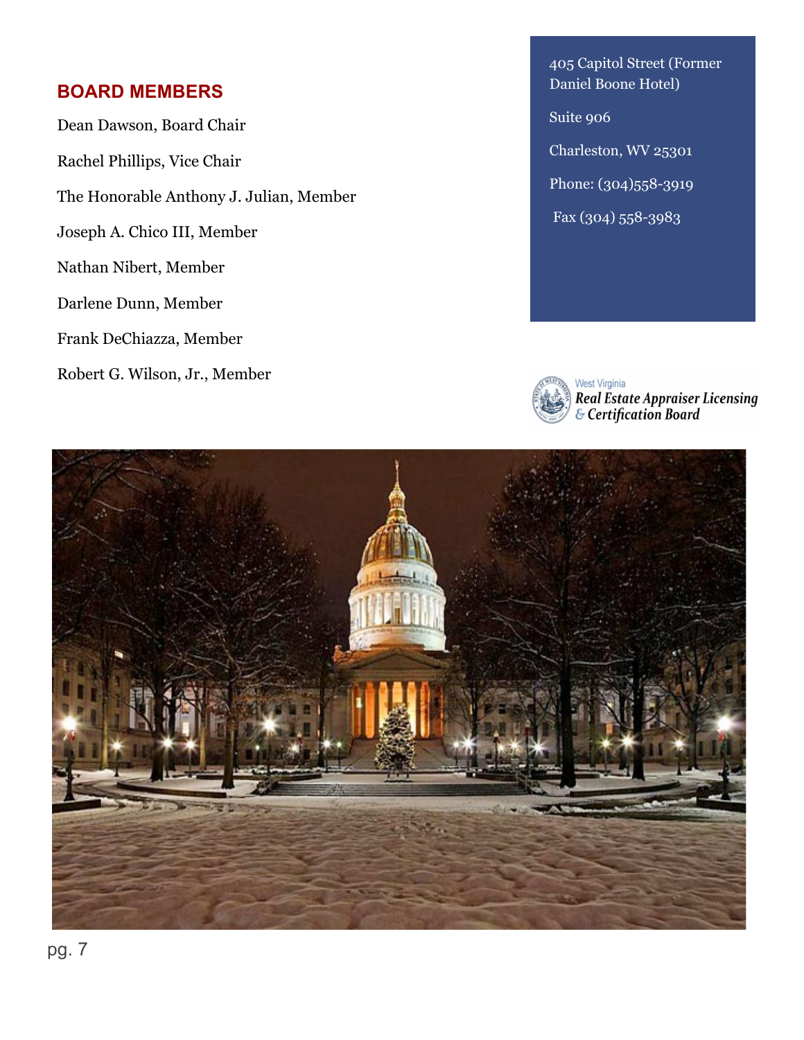## BOARD MEMBERS

Dean Dawson, Board Chair

Rachel Phillips, Vice Chair

The Honorable Anthony J. Julian, Member

Joseph A. Chico III, Member

Nathan Nibert, Member

Darlene Dunn, Member

Frank DeChiazza, Member

Robert G. Wilson, Jr., Member

405 Capitol Street (Former Daniel Boone Hotel)

Suite 906

Charleston, WV 25301

Phone: (304)558-3919

Fax (304) 558-3983

West Virginia
*Real Estate Appraiser Licensing & Certification Board*